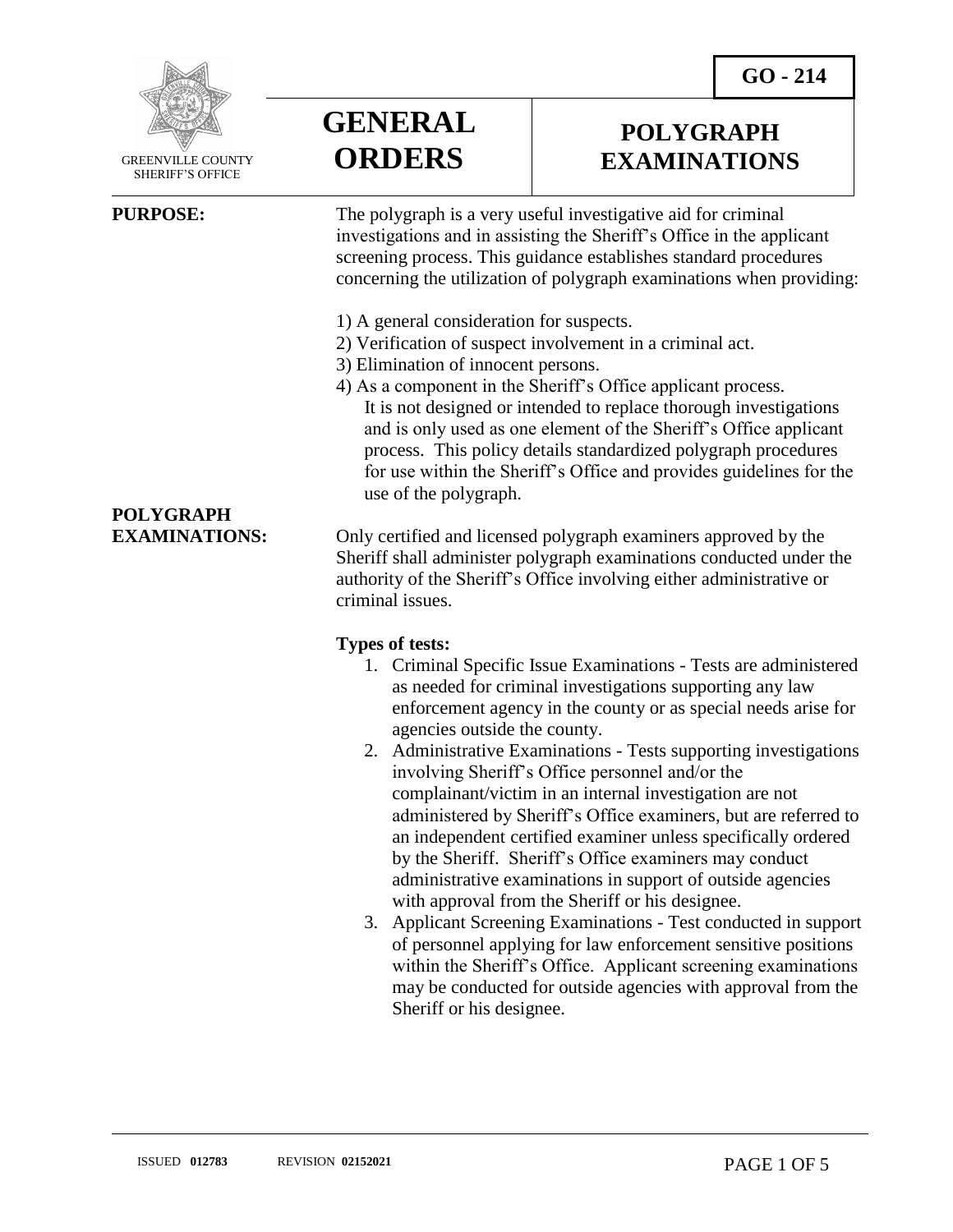GO - 214

GREENVILLE COUNTY SHERIFF'S OFFICE

# GENERAL ORDERS

# POLYGRAPH EXAMINATIONS

**PURPOSE:**

The polygraph is a very useful investigative aid for criminal investigations and in assisting the Sheriff's Office in the applicant screening process. This guidance establishes standard procedures concerning the utilization of polygraph examinations when providing:

1) A general consideration for suspects.
2) Verification of suspect involvement in a criminal act.
3) Elimination of innocent persons.
4) As a component in the Sheriff's Office applicant process.

   It is not designed or intended to replace thorough investigations and is only used as one element of the Sheriff's Office applicant process. This policy details standardized polygraph procedures for use within the Sheriff's Office and provides guidelines for the use of the polygraph.

**POLYGRAPH EXAMINATIONS:**

Only certified and licensed polygraph examiners approved by the Sheriff shall administer polygraph examinations conducted under the authority of the Sheriff's Office involving either administrative or criminal issues.

**Types of tests:**

1. Criminal Specific Issue Examinations - Tests are administered as needed for criminal investigations supporting any law enforcement agency in the county or as special needs arise for agencies outside the county.
2. Administrative Examinations - Tests supporting investigations involving Sheriff's Office personnel and/or the complainant/victim in an internal investigation are not administered by Sheriff's Office examiners, but are referred to an independent certified examiner unless specifically ordered by the Sheriff. Sheriff's Office examiners may conduct administrative examinations in support of outside agencies with approval from the Sheriff or his designee.
3. Applicant Screening Examinations - Test conducted in support of personnel applying for law enforcement sensitive positions within the Sheriff's Office. Applicant screening examinations may be conducted for outside agencies with approval from the Sheriff or his designee.

ISSUED **012783** REVISION **02152021**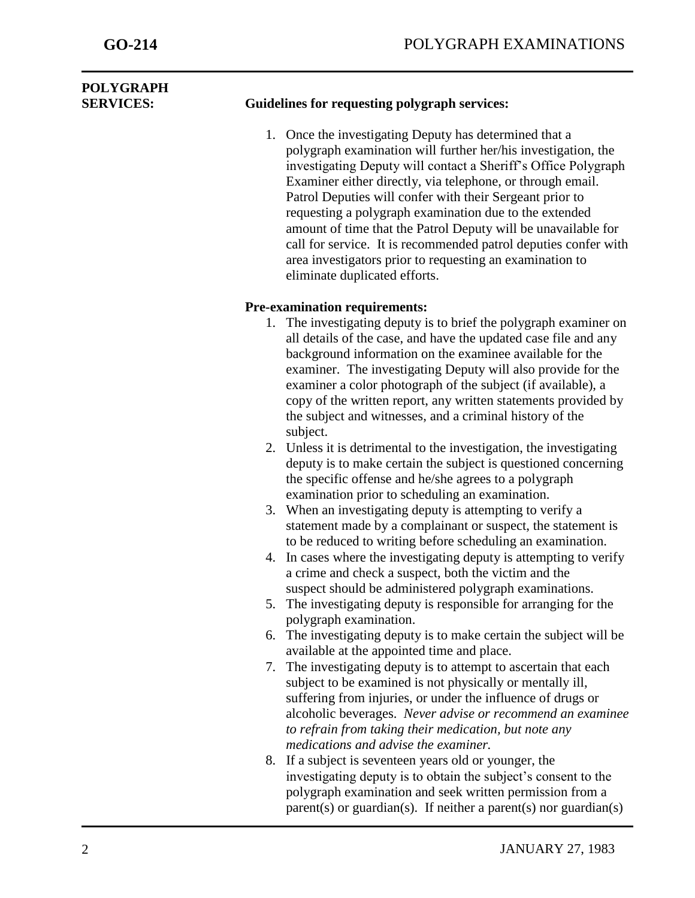**POLYGRAPH SERVICES:**

**Guidelines for requesting polygraph services:**

1. Once the investigating Deputy has determined that a polygraph examination will further her/his investigation, the investigating Deputy will contact a Sheriff's Office Polygraph Examiner either directly, via telephone, or through email. Patrol Deputies will confer with their Sergeant prior to requesting a polygraph examination due to the extended amount of time that the Patrol Deputy will be unavailable for call for service. It is recommended patrol deputies confer with area investigators prior to requesting an examination to eliminate duplicated efforts.

**Pre-examination requirements:**

1. The investigating deputy is to brief the polygraph examiner on all details of the case, and have the updated case file and any background information on the examinee available for the examiner. The investigating Deputy will also provide for the examiner a color photograph of the subject (if available), a copy of the written report, any written statements provided by the subject and witnesses, and a criminal history of the subject.
2. Unless it is detrimental to the investigation, the investigating deputy is to make certain the subject is questioned concerning the specific offense and he/she agrees to a polygraph examination prior to scheduling an examination.
3. When an investigating deputy is attempting to verify a statement made by a complainant or suspect, the statement is to be reduced to writing before scheduling an examination.
4. In cases where the investigating deputy is attempting to verify a crime and check a suspect, both the victim and the suspect should be administered polygraph examinations.
5. The investigating deputy is responsible for arranging for the polygraph examination.
6. The investigating deputy is to make certain the subject will be available at the appointed time and place.
7. The investigating deputy is to attempt to ascertain that each subject to be examined is not physically or mentally ill, suffering from injuries, or under the influence of drugs or alcoholic beverages. *Never advise or recommend an examinee to refrain from taking their medication, but note any medications and advise the examiner.*
8. If a subject is seventeen years old or younger, the investigating deputy is to obtain the subject's consent to the polygraph examination and seek written permission from a parent(s) or guardian(s). If neither a parent(s) nor guardian(s)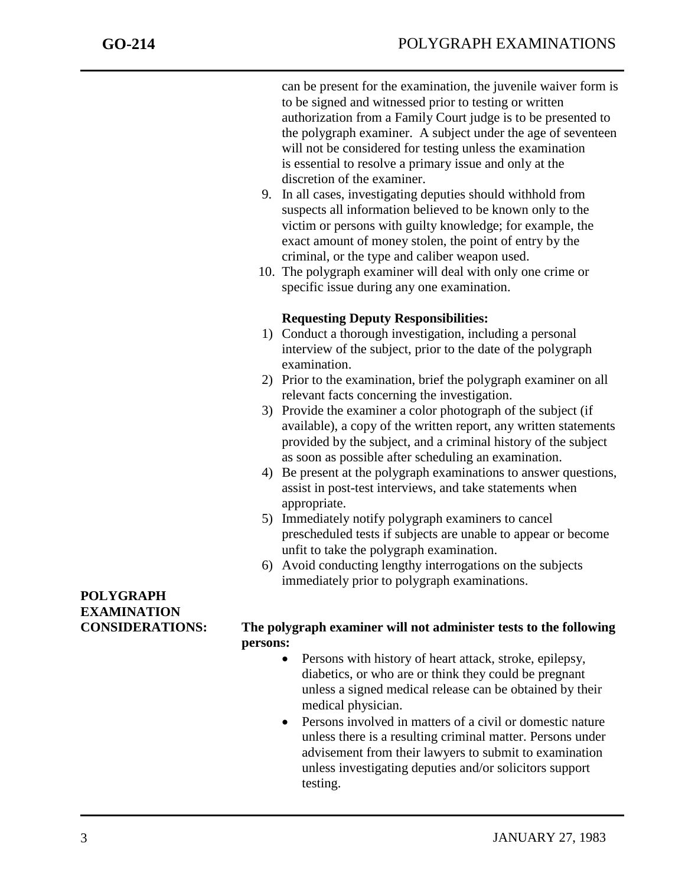can be present for the examination, the juvenile waiver form is to be signed and witnessed prior to testing or written authorization from a Family Court judge is to be presented to the polygraph examiner. A subject under the age of seventeen will not be considered for testing unless the examination is essential to resolve a primary issue and only at the discretion of the examiner.

9. In all cases, investigating deputies should withhold from suspects all information believed to be known only to the victim or persons with guilty knowledge; for example, the exact amount of money stolen, the point of entry by the criminal, or the type and caliber weapon used.
10. The polygraph examiner will deal with only one crime or specific issue during any one examination.

**Requesting Deputy Responsibilities:**

1) Conduct a thorough investigation, including a personal interview of the subject, prior to the date of the polygraph examination.
2) Prior to the examination, brief the polygraph examiner on all relevant facts concerning the investigation.
3) Provide the examiner a color photograph of the subject (if available), a copy of the written report, any written statements provided by the subject, and a criminal history of the subject as soon as possible after scheduling an examination.
4) Be present at the polygraph examinations to answer questions, assist in post-test interviews, and take statements when appropriate.
5) Immediately notify polygraph examiners to cancel prescheduled tests if subjects are unable to appear or become unfit to take the polygraph examination.
6) Avoid conducting lengthy interrogations on the subjects immediately prior to polygraph examinations.

## POLYGRAPH EXAMINATION CONSIDERATIONS:

**The polygraph examiner will not administer tests to the following persons:**

- Persons with history of heart attack, stroke, epilepsy, diabetics, or who are or think they could be pregnant unless a signed medical release can be obtained by their medical physician.
- Persons involved in matters of a civil or domestic nature unless there is a resulting criminal matter. Persons under advisement from their lawyers to submit to examination unless investigating deputies and/or solicitors support testing.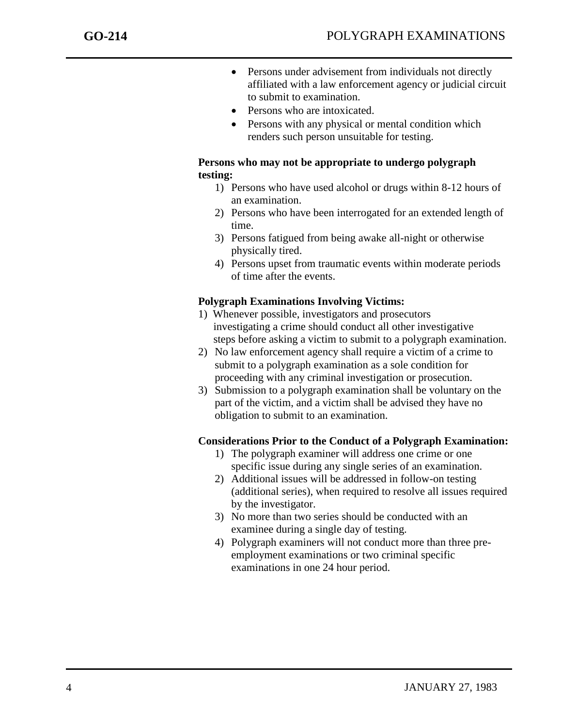- Persons under advisement from individuals not directly affiliated with a law enforcement agency or judicial circuit to submit to examination.
- Persons who are intoxicated.
- Persons with any physical or mental condition which renders such person unsuitable for testing.

**Persons who may not be appropriate to undergo polygraph testing:**

1) Persons who have used alcohol or drugs within 8-12 hours of an examination.
2) Persons who have been interrogated for an extended length of time.
3) Persons fatigued from being awake all-night or otherwise physically tired.
4) Persons upset from traumatic events within moderate periods of time after the events.

**Polygraph Examinations Involving Victims:**

1) Whenever possible, investigators and prosecutors investigating a crime should conduct all other investigative steps before asking a victim to submit to a polygraph examination.
2) No law enforcement agency shall require a victim of a crime to submit to a polygraph examination as a sole condition for proceeding with any criminal investigation or prosecution.
3) Submission to a polygraph examination shall be voluntary on the part of the victim, and a victim shall be advised they have no obligation to submit to an examination.

**Considerations Prior to the Conduct of a Polygraph Examination:**

1) The polygraph examiner will address one crime or one specific issue during any single series of an examination.
2) Additional issues will be addressed in follow-on testing (additional series), when required to resolve all issues required by the investigator.
3) No more than two series should be conducted with an examinee during a single day of testing.
4) Polygraph examiners will not conduct more than three pre-employment examinations or two criminal specific examinations in one 24 hour period.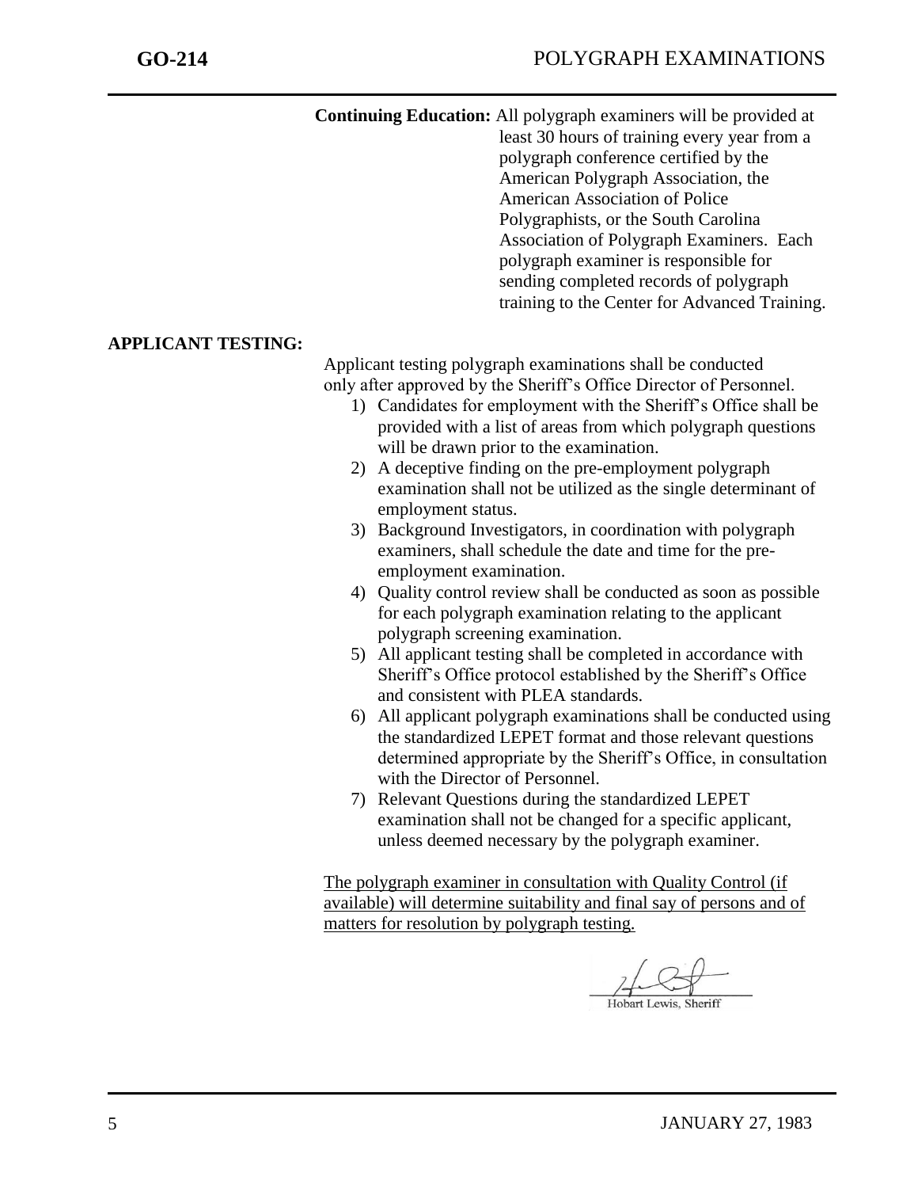**Continuing Education:** All polygraph examiners will be provided at least 30 hours of training every year from a polygraph conference certified by the American Polygraph Association, the American Association of Police Polygraphists, or the South Carolina Association of Polygraph Examiners. Each polygraph examiner is responsible for sending completed records of polygraph training to the Center for Advanced Training.

**APPLICANT TESTING:**

Applicant testing polygraph examinations shall be conducted only after approved by the Sheriff's Office Director of Personnel.

1) Candidates for employment with the Sheriff's Office shall be provided with a list of areas from which polygraph questions will be drawn prior to the examination.
2) A deceptive finding on the pre-employment polygraph examination shall not be utilized as the single determinant of employment status.
3) Background Investigators, in coordination with polygraph examiners, shall schedule the date and time for the pre-employment examination.
4) Quality control review shall be conducted as soon as possible for each polygraph examination relating to the applicant polygraph screening examination.
5) All applicant testing shall be completed in accordance with Sheriff's Office protocol established by the Sheriff's Office and consistent with PLEA standards.
6) All applicant polygraph examinations shall be conducted using the standardized LEPET format and those relevant questions determined appropriate by the Sheriff's Office, in consultation with the Director of Personnel.
7) Relevant Questions during the standardized LEPET examination shall not be changed for a specific applicant, unless deemed necessary by the polygraph examiner.

<u>The polygraph examiner in consultation with Quality Control (if available) will determine suitability and final say of persons and of matters for resolution by polygraph testing.</u>

Hobart Lewis, Sheriff

JANUARY 27, 1983